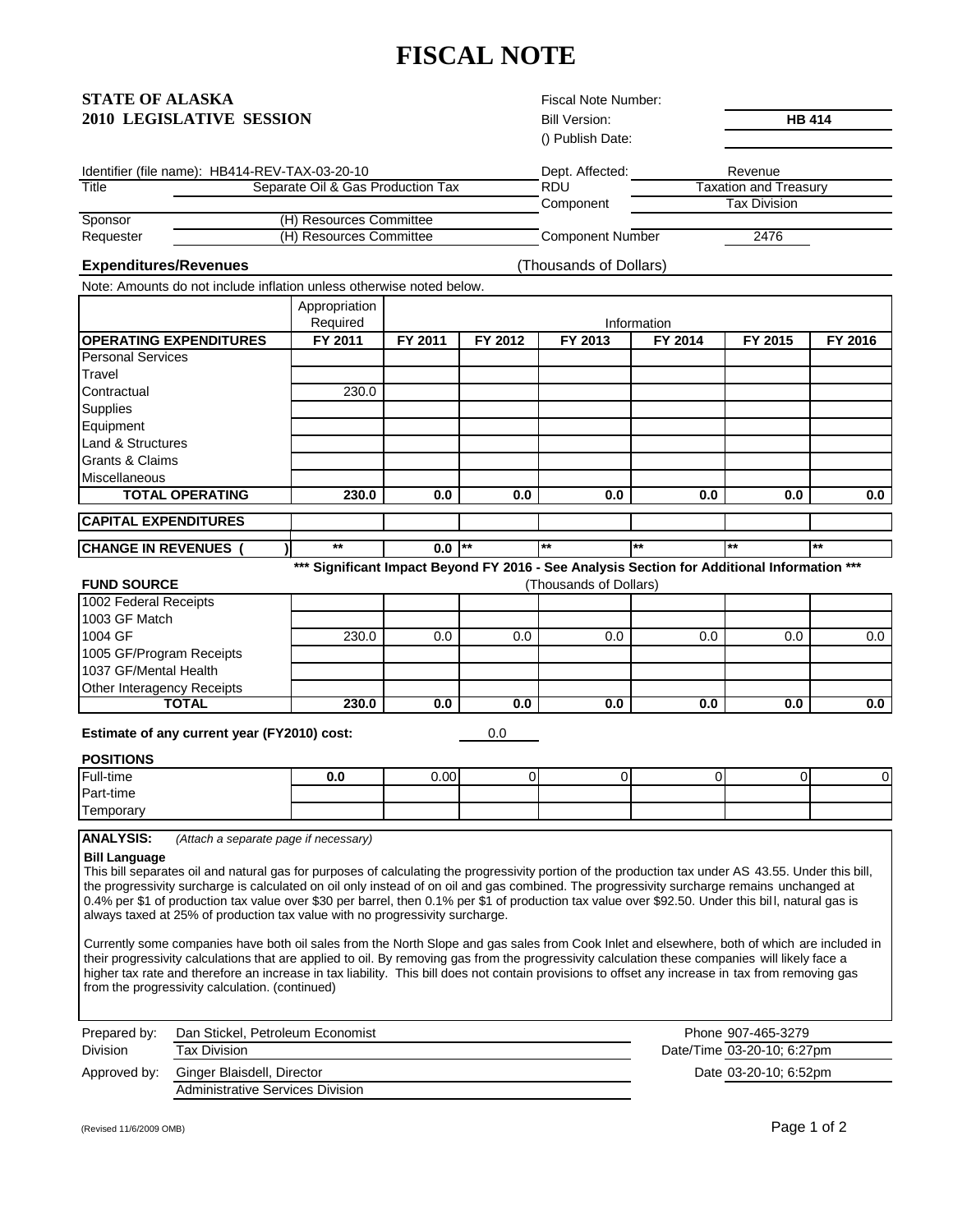# FISCAL NOTE

**STATE OF ALASKA**
**2010 LEGISLATIVE SESSION**

| | |
|---|---|
| Fiscal Note Number: | |
| Bill Version: | **HB 414** |
| () Publish Date: | |

| | | | |
|---|---|---|---|
| Identifier (file name): HB414-REV-TAX-03-20-10 | | Dept. Affected: | Revenue |
| Title | Separate Oil & Gas Production Tax | RDU | Taxation and Treasury |
| | | Component | Tax Division |
| Sponsor | (H) Resources Committee | | |
| Requester | (H) Resources Committee | Component Number | 2476 |

**Expenditures/Revenues** (Thousands of Dollars)

Note: Amounts do not include inflation unless otherwise noted below.

| | Appropriation Required | Information | | | | | |
|---|---|---|---|---|---|---|---|
| **OPERATING EXPENDITURES** | **FY 2011** | **FY 2011** | **FY 2012** | **FY 2013** | **FY 2014** | **FY 2015** | **FY 2016** |
| Personal Services | | | | | | | |
| Travel | | | | | | | |
| Contractual | 230.0 | | | | | | |
| Supplies | | | | | | | |
| Equipment | | | | | | | |
| Land & Structures | | | | | | | |
| Grants & Claims | | | | | | | |
| Miscellaneous | | | | | | | |
| **TOTAL OPERATING** | **230.0** | **0.0** | **0.0** | **0.0** | **0.0** | **0.0** | **0.0** |
| **CAPITAL EXPENDITURES** | | | | | | | |
| **CHANGE IN REVENUES ( )** | ** | **0.0** | ** | ** | ** | ** | ** |

**\*\*\* Significant Impact Beyond FY 2016 - See Analysis Section for Additional Information \*\*\***

**FUND SOURCE** (Thousands of Dollars)

| | | | | | | | |
|---|---|---|---|---|---|---|---|
| 1002 Federal Receipts | | | | | | | |
| 1003 GF Match | | | | | | | |
| 1004 GF | 230.0 | 0.0 | 0.0 | 0.0 | 0.0 | 0.0 | 0.0 |
| 1005 GF/Program Receipts | | | | | | | |
| 1037 GF/Mental Health | | | | | | | |
| Other Interagency Receipts | | | | | | | |
| **TOTAL** | **230.0** | **0.0** | **0.0** | **0.0** | **0.0** | **0.0** | **0.0** |

**Estimate of any current year (FY2010) cost:** 0.0

**POSITIONS**

| | | | | | | | |
|---|---|---|---|---|---|---|---|
| Full-time | **0.0** | 0.00 | 0 | 0 | 0 | 0 | 0 |
| Part-time | | | | | | | |
| Temporary | | | | | | | |

**ANALYSIS:** *(Attach a separate page if necessary)*

**Bill Language**

This bill separates oil and natural gas for purposes of calculating the progressivity portion of the production tax under AS 43.55. Under this bill, the progressivity surcharge is calculated on oil only instead of on oil and gas combined. The progressivity surcharge remains unchanged at 0.4% per $1 of production tax value over $30 per barrel, then 0.1% per $1 of production tax value over $92.50. Under this bill, natural gas is always taxed at 25% of production tax value with no progressivity surcharge.

Currently some companies have both oil sales from the North Slope and gas sales from Cook Inlet and elsewhere, both of which are included in their progressivity calculations that are applied to oil. By removing gas from the progressivity calculation these companies will likely face a higher tax rate and therefore an increase in tax liability. This bill does not contain provisions to offset any increase in tax from removing gas from the progressivity calculation. (continued)

| | | | |
|---|---|---|---|
| Prepared by: | Dan Stickel, Petroleum Economist | Phone | 907-465-3279 |
| Division | Tax Division | Date/Time | 03-20-10; 6:27pm |
| Approved by: | Ginger Blaisdell, Director | Date | 03-20-10; 6:52pm |
| | Administrative Services Division | | |

(Revised 11/6/2009 OMB)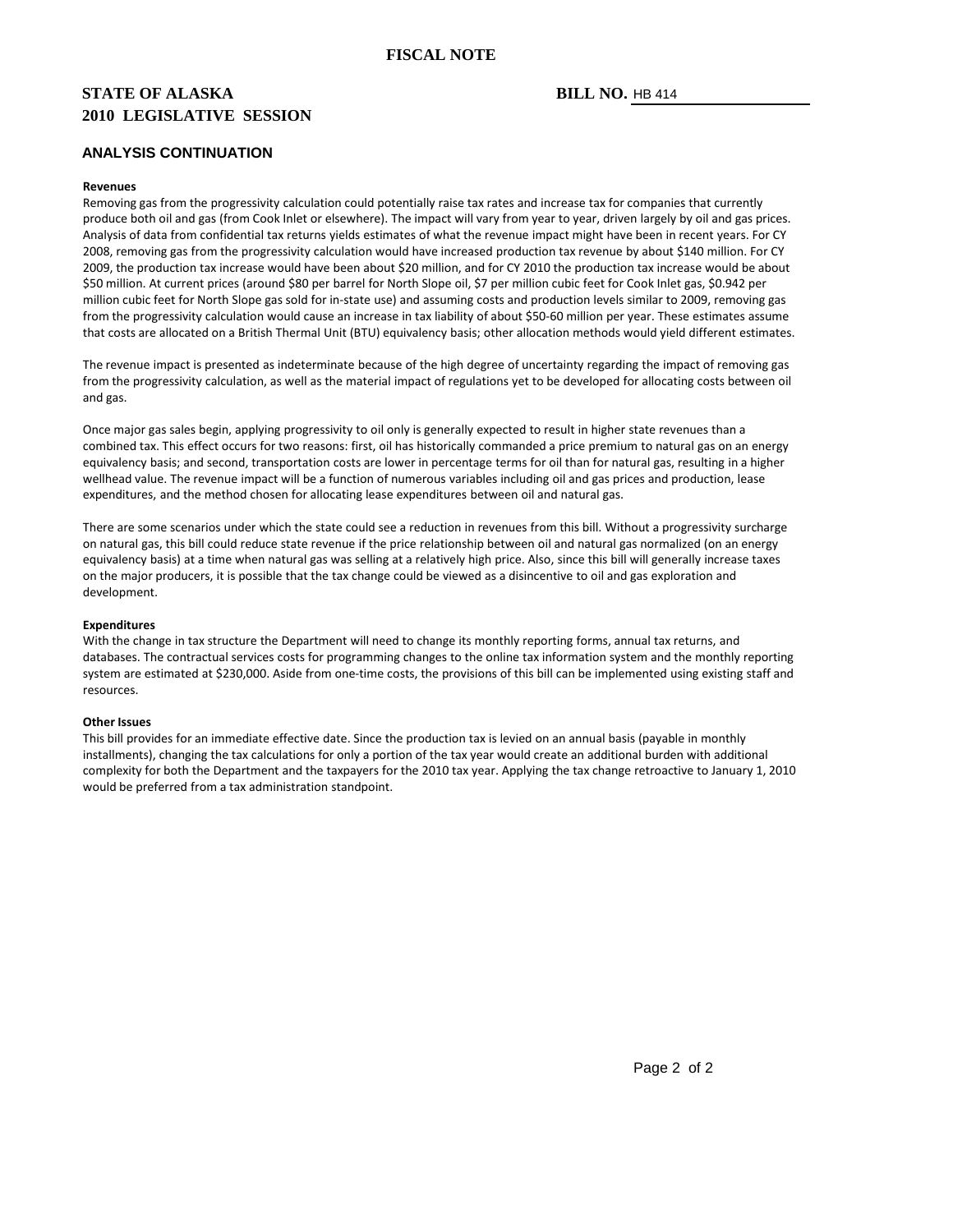**FISCAL NOTE**

**STATE OF ALASKA** **BILL NO.** HB 414

**2010 LEGISLATIVE SESSION**

## ANALYSIS CONTINUATION

**Revenues**

Removing gas from the progressivity calculation could potentially raise tax rates and increase tax for companies that currently produce both oil and gas (from Cook Inlet or elsewhere). The impact will vary from year to year, driven largely by oil and gas prices. Analysis of data from confidential tax returns yields estimates of what the revenue impact might have been in recent years. For CY 2008, removing gas from the progressivity calculation would have increased production tax revenue by about $140 million. For CY 2009, the production tax increase would have been about $20 million, and for CY 2010 the production tax increase would be about $50 million. At current prices (around $80 per barrel for North Slope oil, $7 per million cubic feet for Cook Inlet gas, $0.942 per million cubic feet for North Slope gas sold for in-state use) and assuming costs and production levels similar to 2009, removing gas from the progressivity calculation would cause an increase in tax liability of about $50-60 million per year. These estimates assume that costs are allocated on a British Thermal Unit (BTU) equivalency basis; other allocation methods would yield different estimates.

The revenue impact is presented as indeterminate because of the high degree of uncertainty regarding the impact of removing gas from the progressivity calculation, as well as the material impact of regulations yet to be developed for allocating costs between oil and gas.

Once major gas sales begin, applying progressivity to oil only is generally expected to result in higher state revenues than a combined tax. This effect occurs for two reasons: first, oil has historically commanded a price premium to natural gas on an energy equivalency basis; and second, transportation costs are lower in percentage terms for oil than for natural gas, resulting in a higher wellhead value. The revenue impact will be a function of numerous variables including oil and gas prices and production, lease expenditures, and the method chosen for allocating lease expenditures between oil and natural gas.

There are some scenarios under which the state could see a reduction in revenues from this bill. Without a progressivity surcharge on natural gas, this bill could reduce state revenue if the price relationship between oil and natural gas normalized (on an energy equivalency basis) at a time when natural gas was selling at a relatively high price. Also, since this bill will generally increase taxes on the major producers, it is possible that the tax change could be viewed as a disincentive to oil and gas exploration and development.

**Expenditures**

With the change in tax structure the Department will need to change its monthly reporting forms, annual tax returns, and databases. The contractual services costs for programming changes to the online tax information system and the monthly reporting system are estimated at $230,000. Aside from one-time costs, the provisions of this bill can be implemented using existing staff and resources.

**Other Issues**

This bill provides for an immediate effective date. Since the production tax is levied on an annual basis (payable in monthly installments), changing the tax calculations for only a portion of the tax year would create an additional burden with additional complexity for both the Department and the taxpayers for the 2010 tax year. Applying the tax change retroactive to January 1, 2010 would be preferred from a tax administration standpoint.